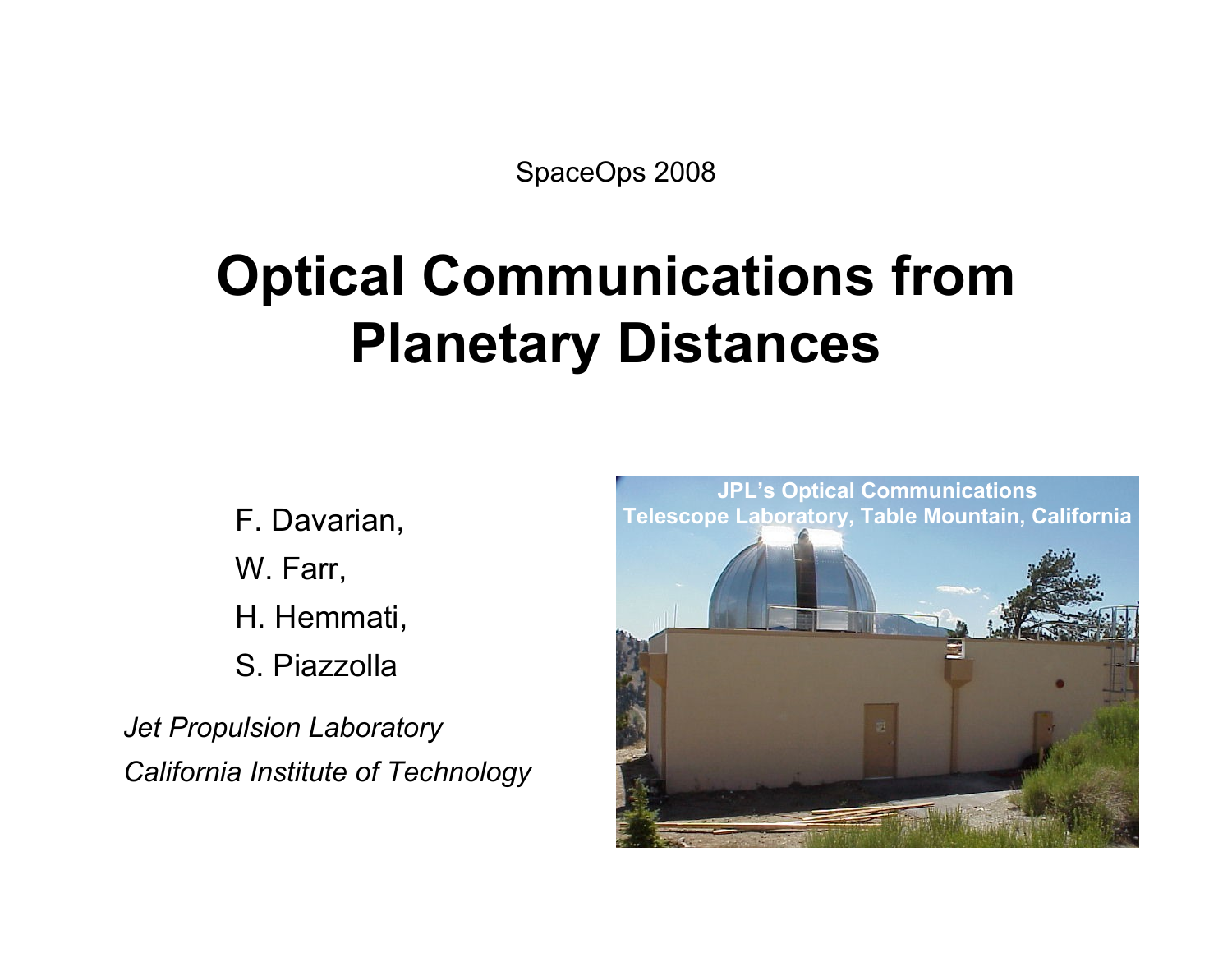SpaceOps 2008

# Optical Communications from Planetary Distances

F. Davarian,

W. Farr,

H. Hemmati,

S. Piazzolla

*Jet Propulsion Laboratory*

*California Institute of Technology*

JPL's Optical Communications Telescope Laboratory, Table Mountain, California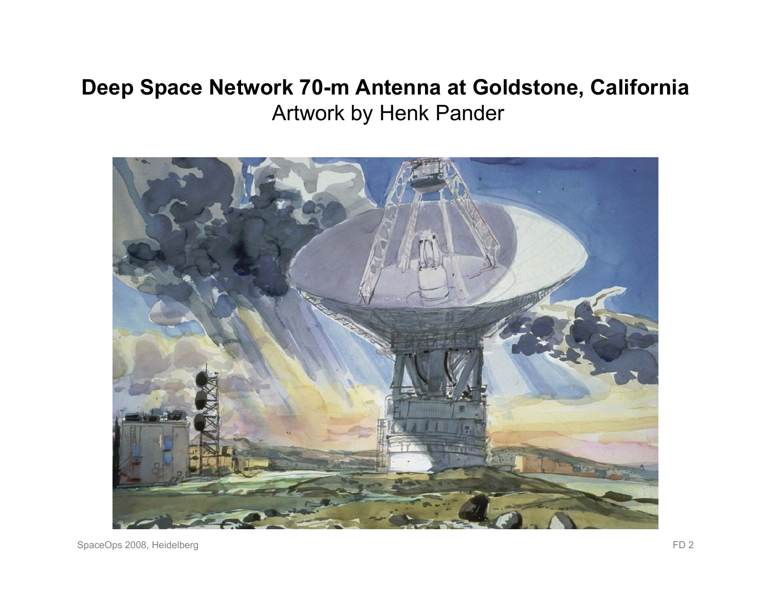# Deep Space Network 70-m Antenna at Goldstone, California

Artwork by Henk Pander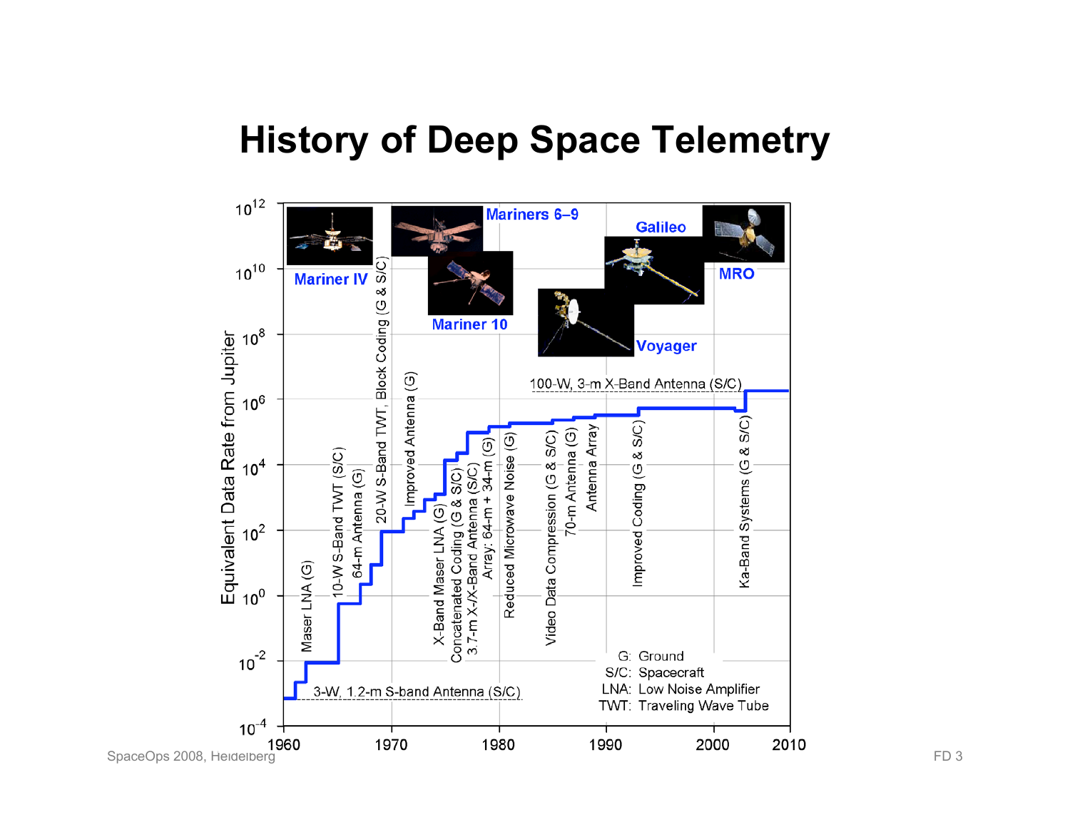# History of Deep Space Telemetry

Equivalent Data Rate from Jupiter

Mariner IV · Mariners 6–9 · Mariner 10 · Voyager · Galileo · MRO

- 3-W, 1.2-m S-band Antenna (S/C)
- Maser LNA (G)
- 10-W S-Band TWT (S/C)
- 64-m Antenna (G)
- 20-W S-Band TWT, Block Coding (G & S/C)
- Improved Antenna (G)
- X-Band Maser LNA (G)
- Concatenated Coding (G & S/C)
- 3.7-m X-/X-Band Antenna (S/C)
- Array: 64-m + 34-m (G)
- Reduced Microwave Noise (G)
- Video Data Compression (G & S/C)
- 70-m Antenna (G)
- Antenna Array
- Improved Coding (G & S/C)
- 100-W, 3-m X-Band Antenna (S/C)
- Ka-Band Systems (G & S/C)

G: Ground
S/C: Spacecraft
LNA: Low Noise Amplifier
TWT: Traveling Wave Tube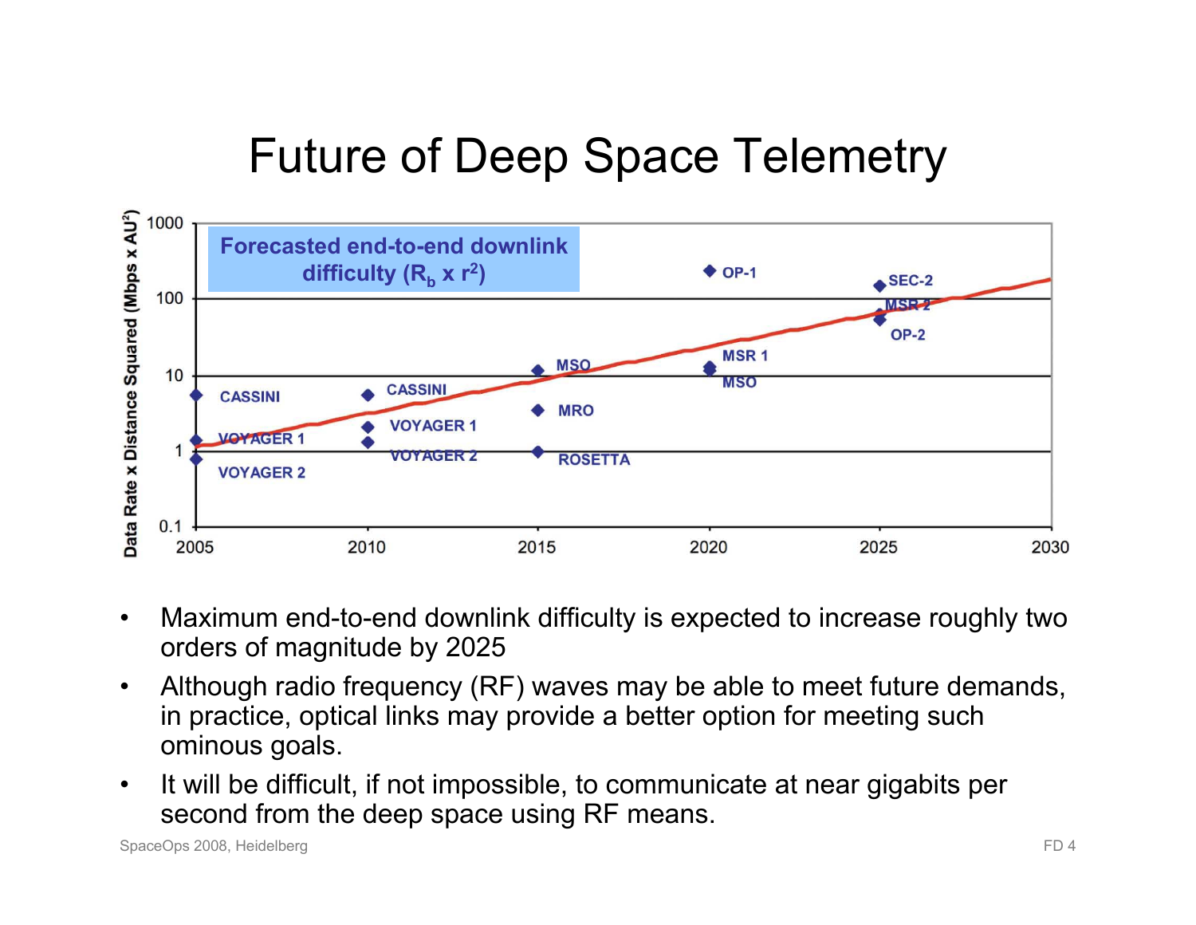# Future of Deep Space Telemetry

Forecasted end-to-end downlink difficulty ($R_b \times r^2$)

Data Rate x Distance Squared (Mbps x AU²)

- Maximum end-to-end downlink difficulty is expected to increase roughly two orders of magnitude by 2025
- Although radio frequency (RF) waves may be able to meet future demands, in practice, optical links may provide a better option for meeting such ominous goals.
- It will be difficult, if not impossible, to communicate at near gigabits per second from the deep space using RF means.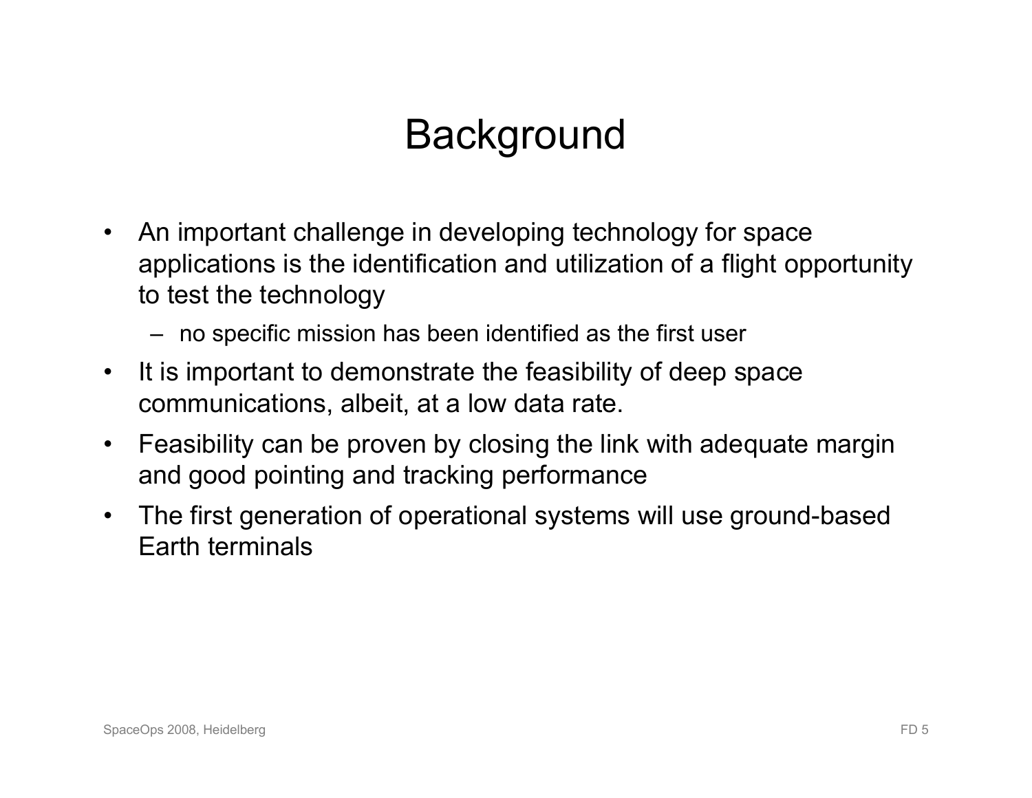# Background

- An important challenge in developing technology for space applications is the identification and utilization of a flight opportunity to test the technology
  - no specific mission has been identified as the first user
- It is important to demonstrate the feasibility of deep space communications, albeit, at a low data rate.
- Feasibility can be proven by closing the link with adequate margin and good pointing and tracking performance
- The first generation of operational systems will use ground-based Earth terminals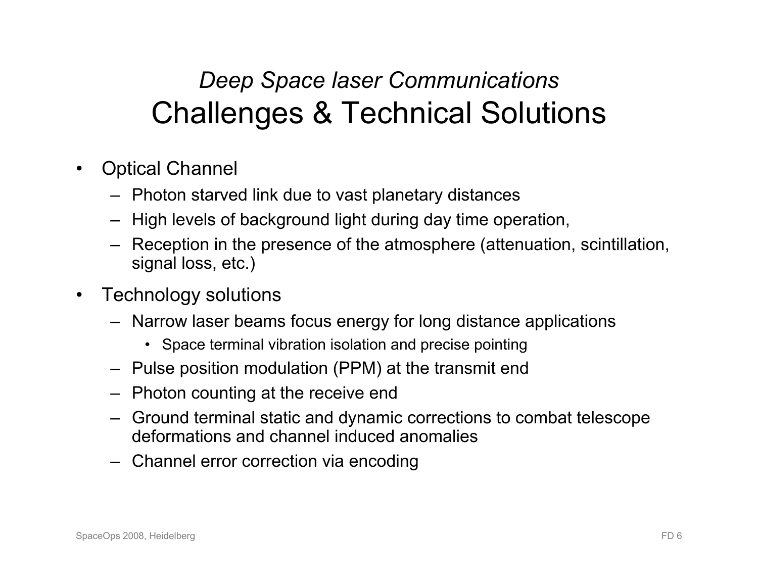# *Deep Space laser Communications*
# Challenges & Technical Solutions

- Optical Channel
  - Photon starved link due to vast planetary distances
  - High levels of background light during day time operation,
  - Reception in the presence of the atmosphere (attenuation, scintillation, signal loss, etc.)
- Technology solutions
  - Narrow laser beams focus energy for long distance applications
    - Space terminal vibration isolation and precise pointing
  - Pulse position modulation (PPM) at the transmit end
  - Photon counting at the receive end
  - Ground terminal static and dynamic corrections to combat telescope deformations and channel induced anomalies
  - Channel error correction via encoding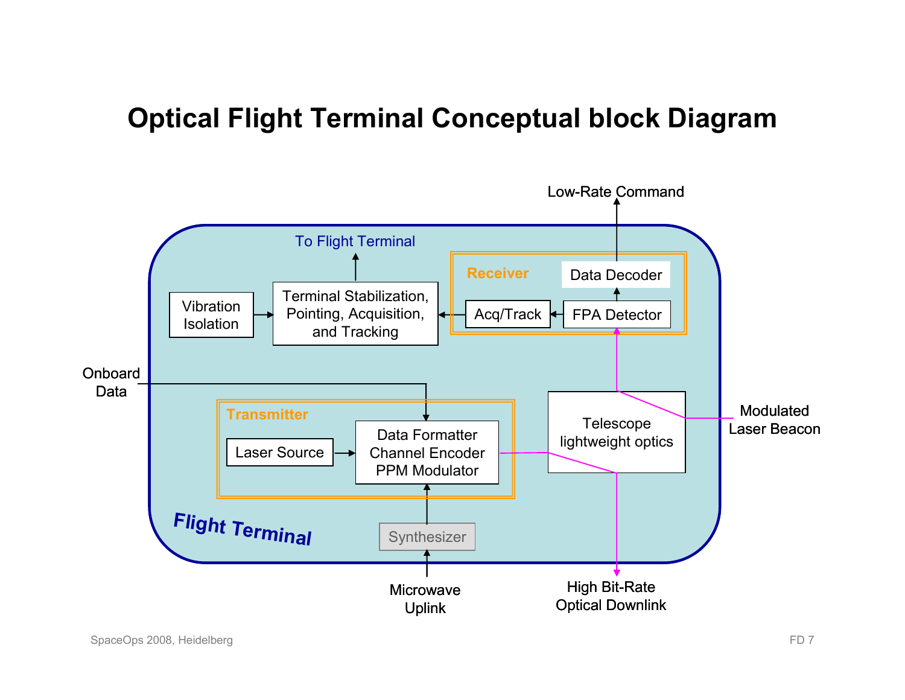# Optical Flight Terminal Conceptual block Diagram

Low-Rate Command

To Flight Terminal

Receiver

Data Decoder

Vibration Isolation

Terminal Stabilization, Pointing, Acquisition, and Tracking

Acq/Track

FPA Detector

Onboard Data

Transmitter

Laser Source

Data Formatter Channel Encoder PPM Modulator

Telescope lightweight optics

Modulated Laser Beacon

Flight Terminal

Synthesizer

Microwave Uplink

High Bit-Rate Optical Downlink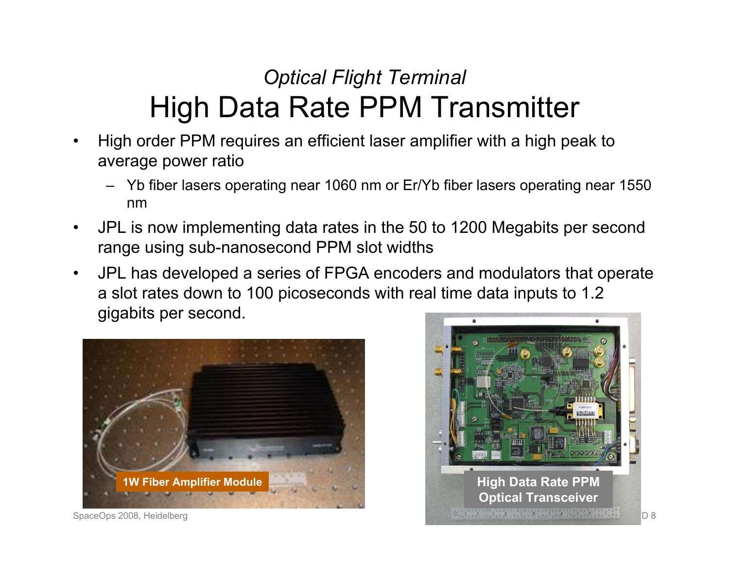*Optical Flight Terminal*

# High Data Rate PPM Transmitter

- High order PPM requires an efficient laser amplifier with a high peak to average power ratio
  - Yb fiber lasers operating near 1060 nm or Er/Yb fiber lasers operating near 1550 nm
- JPL is now implementing data rates in the 50 to 1200 Megabits per second range using sub-nanosecond PPM slot widths
- JPL has developed a series of FPGA encoders and modulators that operate a slot rates down to 100 picoseconds with real time data inputs to 1.2 gigabits per second.

1W Fiber Amplifier Module

High Data Rate PPM Optical Transceiver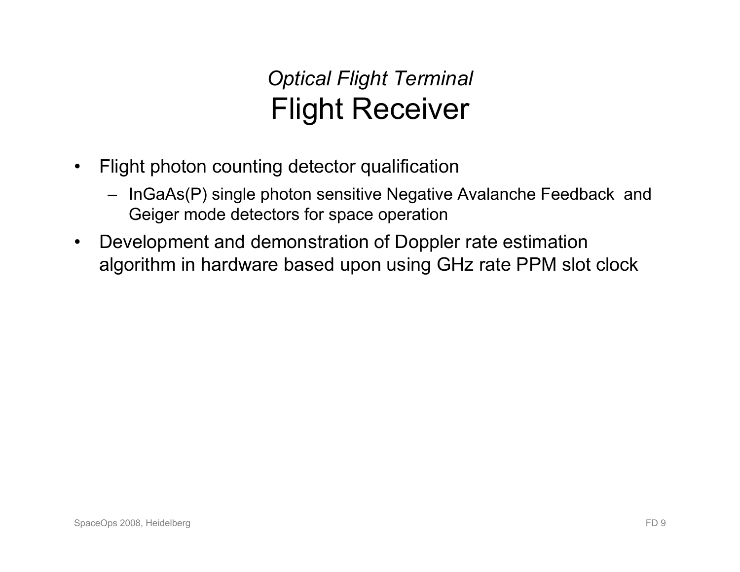## *Optical Flight Terminal*
# Flight Receiver

- Flight photon counting detector qualification
  - InGaAs(P) single photon sensitive Negative Avalanche Feedback and Geiger mode detectors for space operation
- Development and demonstration of Doppler rate estimation algorithm in hardware based upon using GHz rate PPM slot clock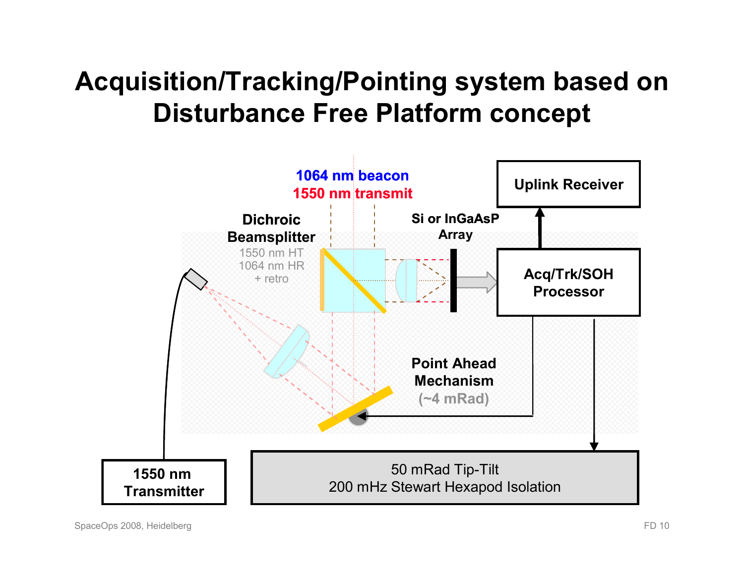# Acquisition/Tracking/Pointing system based on Disturbance Free Platform concept

1064 nm beacon
1550 nm transmit

Dichroic Beamsplitter
1550 nm HT
1064 nm HR
+ retro

Si or InGaAsP Array

Uplink Receiver

Acq/Trk/SOH Processor

Point Ahead Mechanism
(~4 mRad)

1550 nm Transmitter

50 mRad Tip-Tilt
200 mHz Stewart Hexapod Isolation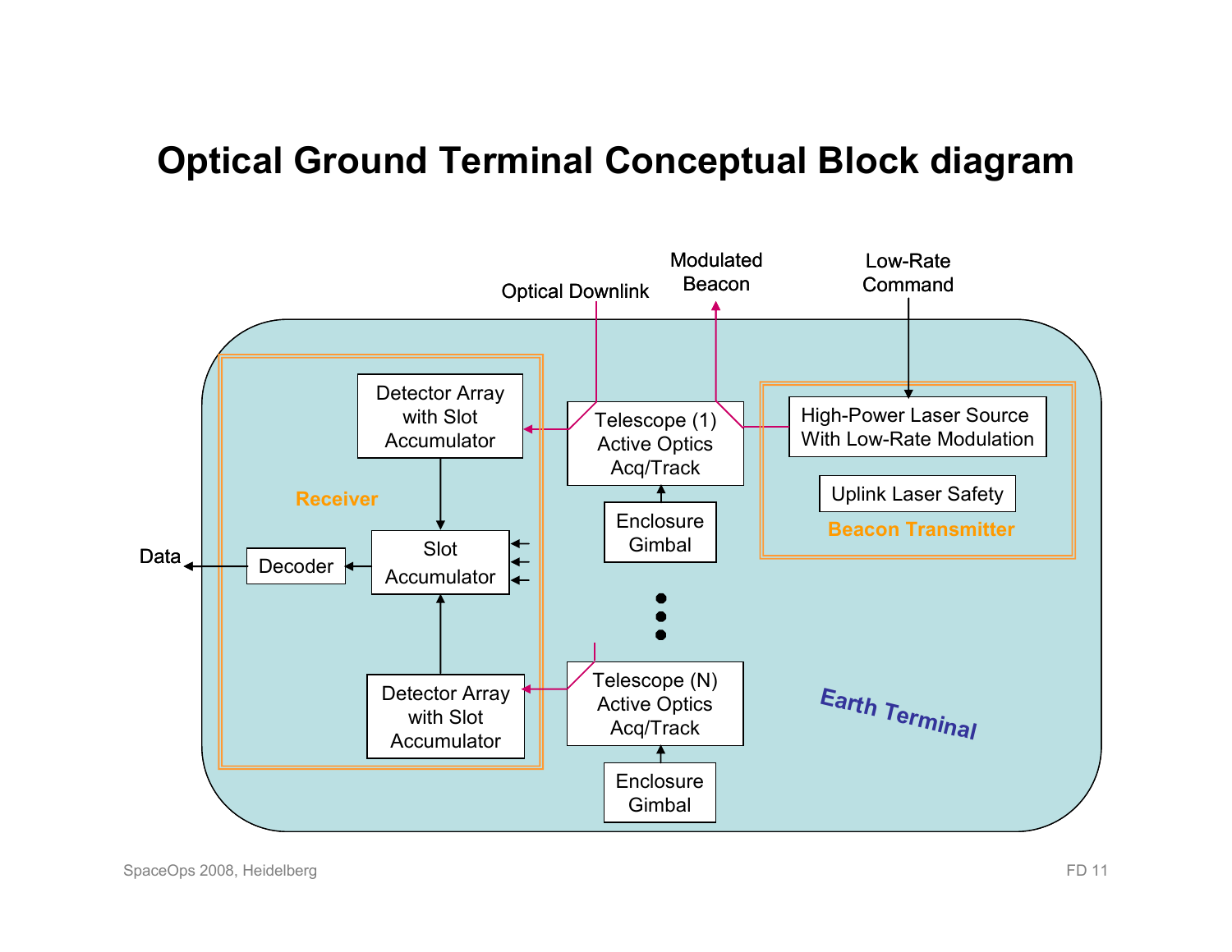# Optical Ground Terminal Conceptual Block diagram

Optical Downlink

Modulated Beacon

Low-Rate Command

Detector Array with Slot Accumulator

Telescope (1) Active Optics Acq/Track

High-Power Laser Source With Low-Rate Modulation

Uplink Laser Safety

Beacon Transmitter

Receiver

Enclosure Gimbal

Data

Decoder

Slot Accumulator

Detector Array with Slot Accumulator

Telescope (N) Active Optics Acq/Track

Enclosure Gimbal

Earth Terminal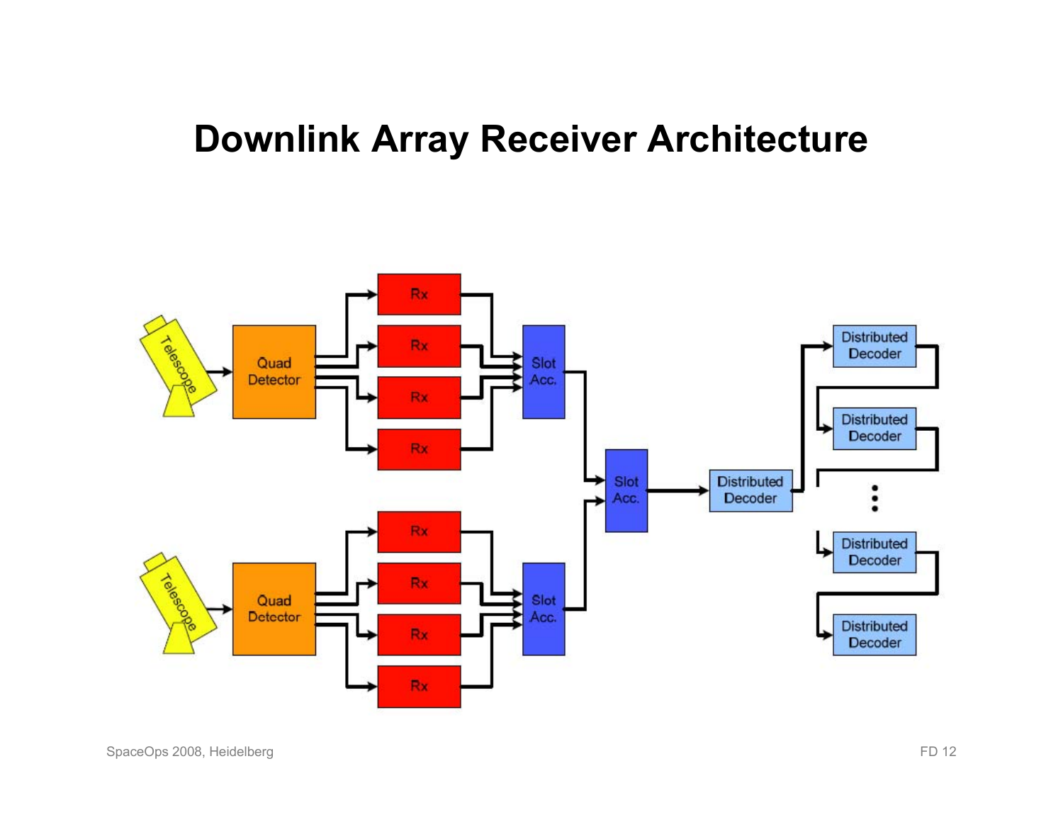# Downlink Array Receiver Architecture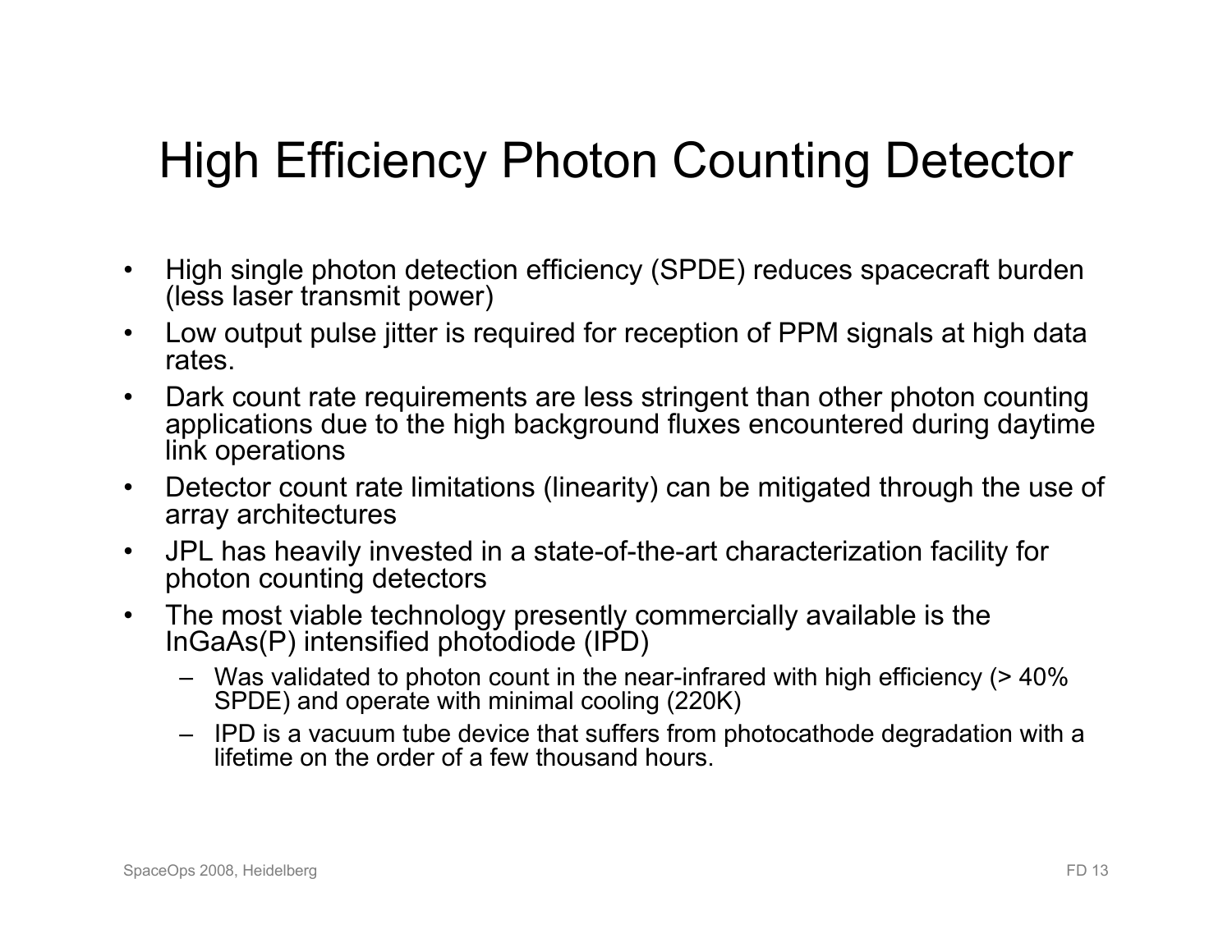# High Efficiency Photon Counting Detector

- High single photon detection efficiency (SPDE) reduces spacecraft burden (less laser transmit power)
- Low output pulse jitter is required for reception of PPM signals at high data rates.
- Dark count rate requirements are less stringent than other photon counting applications due to the high background fluxes encountered during daytime link operations
- Detector count rate limitations (linearity) can be mitigated through the use of array architectures
- JPL has heavily invested in a state-of-the-art characterization facility for photon counting detectors
- The most viable technology presently commercially available is the InGaAs(P) intensified photodiode (IPD)
  - Was validated to photon count in the near-infrared with high efficiency (> 40% SPDE) and operate with minimal cooling (220K)
  - IPD is a vacuum tube device that suffers from photocathode degradation with a lifetime on the order of a few thousand hours.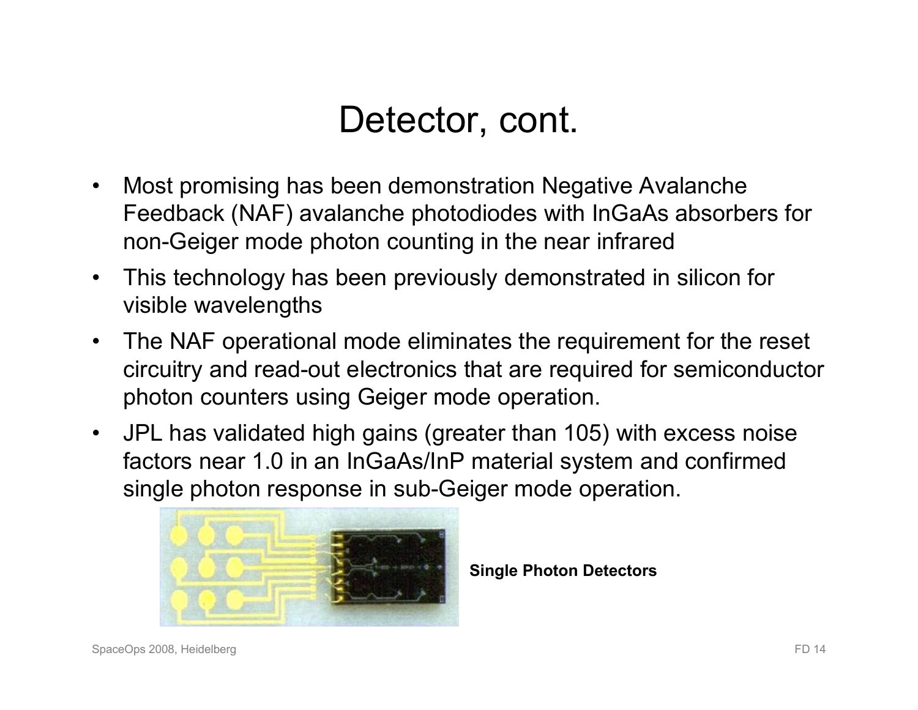# Detector, cont.

- Most promising has been demonstration Negative Avalanche Feedback (NAF) avalanche photodiodes with InGaAs absorbers for non-Geiger mode photon counting in the near infrared
- This technology has been previously demonstrated in silicon for visible wavelengths
- The NAF operational mode eliminates the requirement for the reset circuitry and read-out electronics that are required for semiconductor photon counters using Geiger mode operation.
- JPL has validated high gains (greater than 105) with excess noise factors near 1.0 in an InGaAs/InP material system and confirmed single photon response in sub-Geiger mode operation.

**Single Photon Detectors**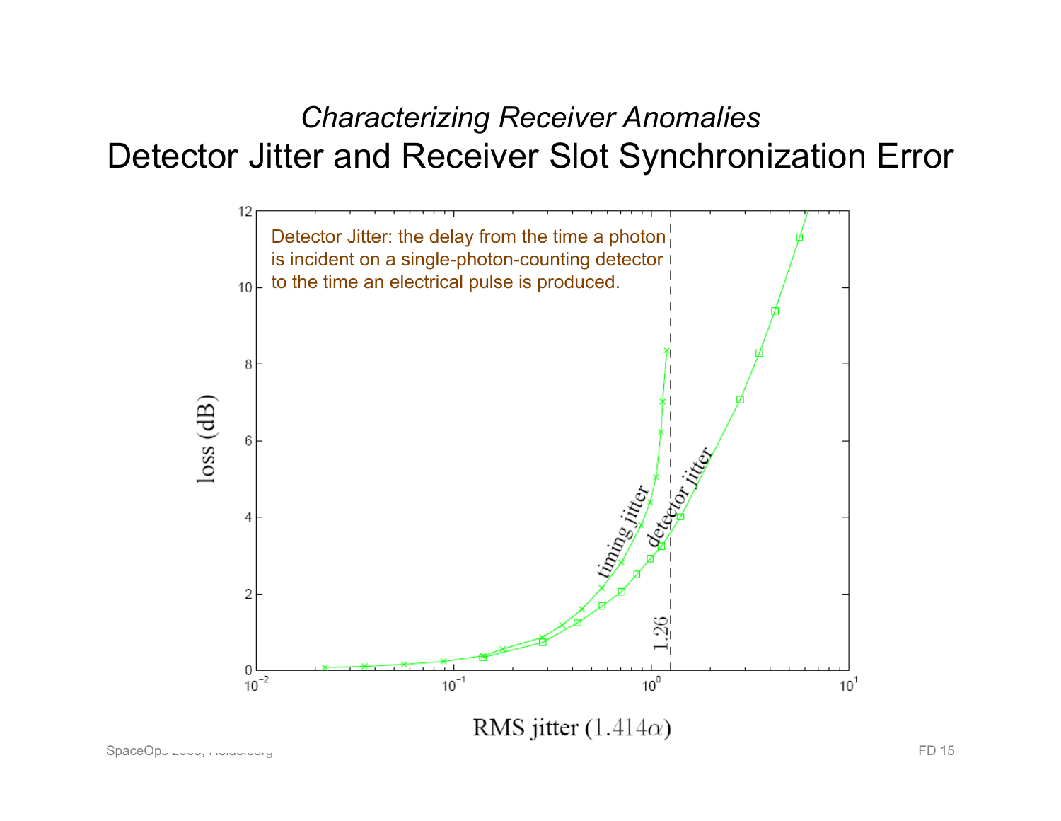*Characterizing Receiver Anomalies*

# Detector Jitter and Receiver Slot Synchronization Error

Detector Jitter: the delay from the time a photon is incident on a single-photon-counting detector to the time an electrical pulse is produced.

loss (dB)

timing jitter

detector jitter

1.26

RMS jitter $(1.414\alpha)$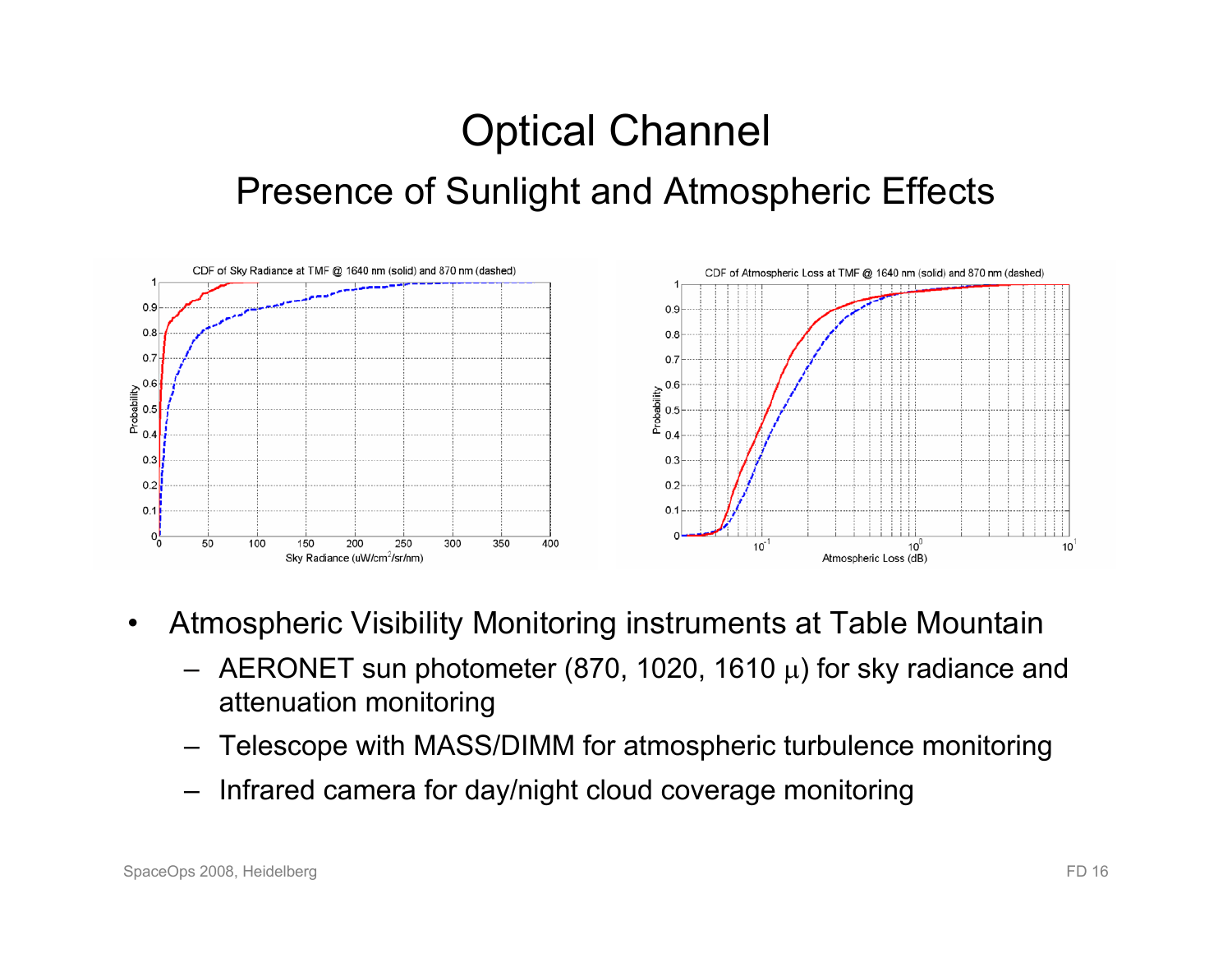# Optical Channel

## Presence of Sunlight and Atmospheric Effects

- Atmospheric Visibility Monitoring instruments at Table Mountain
  - AERONET sun photometer (870, 1020, 1610 $\mu$) for sky radiance and attenuation monitoring
  - Telescope with MASS/DIMM for atmospheric turbulence monitoring
  - Infrared camera for day/night cloud coverage monitoring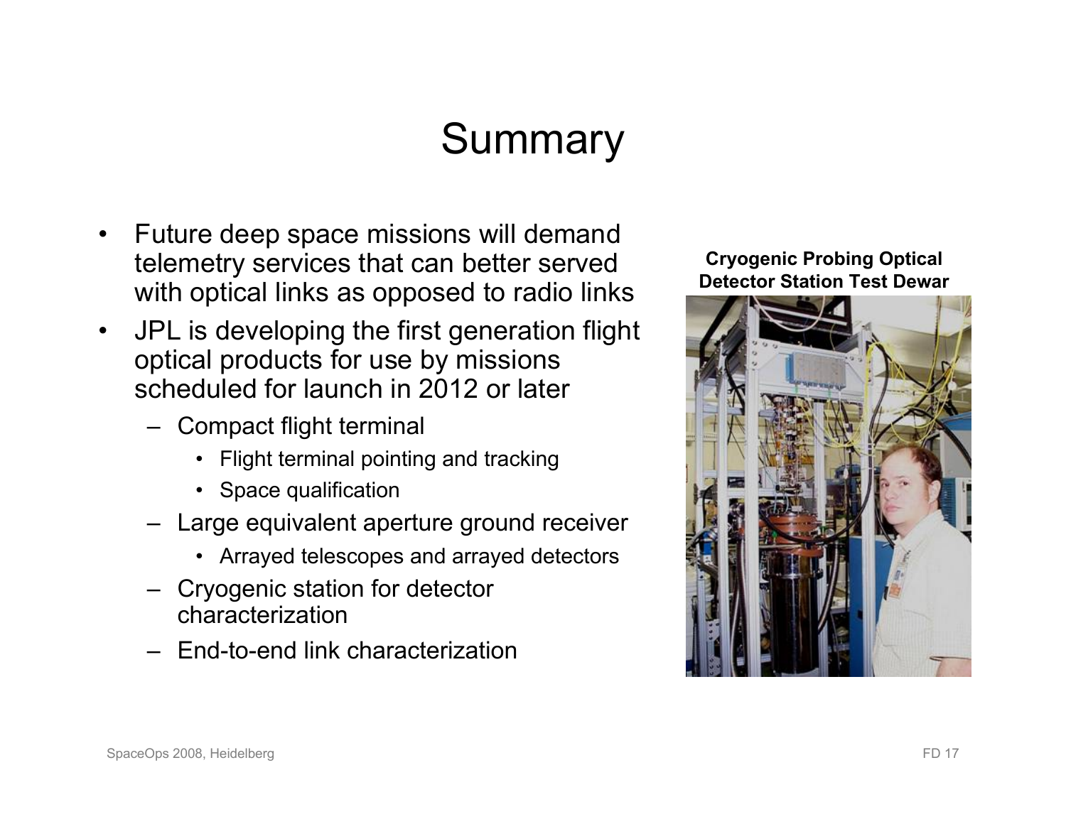# Summary

- Future deep space missions will demand telemetry services that can better served with optical links as opposed to radio links
- JPL is developing the first generation flight optical products for use by missions scheduled for launch in 2012 or later
  - Compact flight terminal
    - Flight terminal pointing and tracking
    - Space qualification
  - Large equivalent aperture ground receiver
    - Arrayed telescopes and arrayed detectors
  - Cryogenic station for detector characterization
  - End-to-end link characterization

**Cryogenic Probing Optical Detector Station Test Dewar**